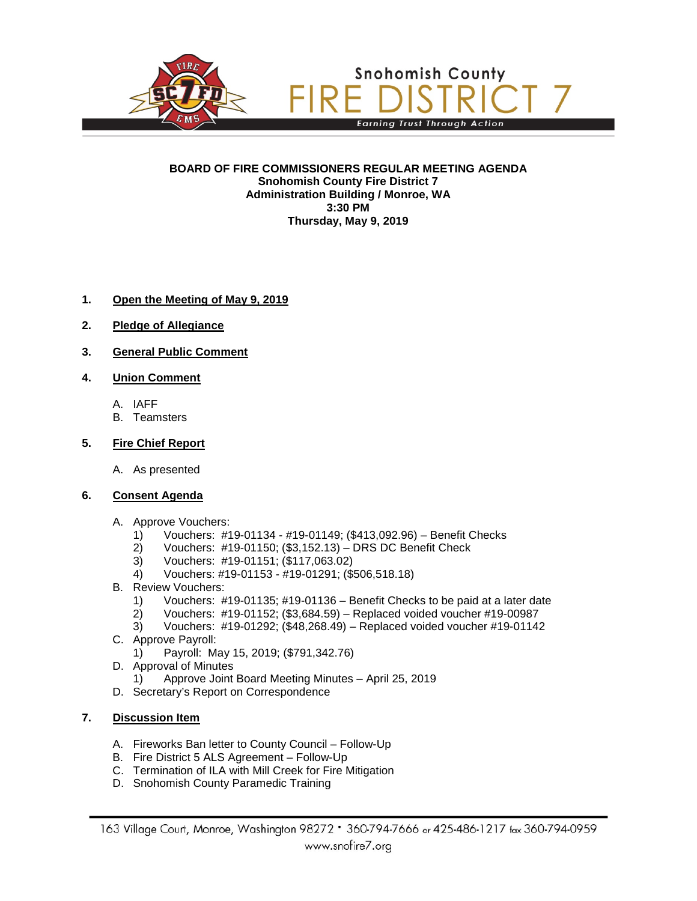Snohomish County

FIRE DISTRICT 7

*Earning Trust Through Action*

**BOARD OF FIRE COMMISSIONERS REGULAR MEETING AGENDA**
**Snohomish County Fire District 7**
**Administration Building / Monroe, WA**
**3:30 PM**
**Thursday, May 9, 2019**

1. **Open the Meeting of May 9, 2019**

2. **Pledge of Allegiance**

3. **General Public Comment**

4. **Union Comment**

   A. IAFF
   B. Teamsters

5. **Fire Chief Report**

   A. As presented

6. **Consent Agenda**

   A. Approve Vouchers:
      1) Vouchers: #19-01134 - #19-01149; ($413,092.96) – Benefit Checks
      2) Vouchers: #19-01150; ($3,152.13) – DRS DC Benefit Check
      3) Vouchers: #19-01151; ($117,063.02)
      4) Vouchers: #19-01153 - #19-01291; ($506,518.18)
   B. Review Vouchers:
      1) Vouchers: #19-01135; #19-01136 – Benefit Checks to be paid at a later date
      2) Vouchers: #19-01152; ($3,684.59) – Replaced voided voucher #19-00987
      3) Vouchers: #19-01292; ($48,268.49) – Replaced voided voucher #19-01142
   C. Approve Payroll:
      1) Payroll: May 15, 2019; ($791,342.76)
   D. Approval of Minutes
      1) Approve Joint Board Meeting Minutes – April 25, 2019
   D. Secretary's Report on Correspondence

7. **Discussion Item**

   A. Fireworks Ban letter to County Council – Follow-Up
   B. Fire District 5 ALS Agreement – Follow-Up
   C. Termination of ILA with Mill Creek for Fire Mitigation
   D. Snohomish County Paramedic Training

163 Village Court, Monroe, Washington 98272 • 360-794-7666 or 425-486-1217 fax 360-794-0959
www.snofire7.org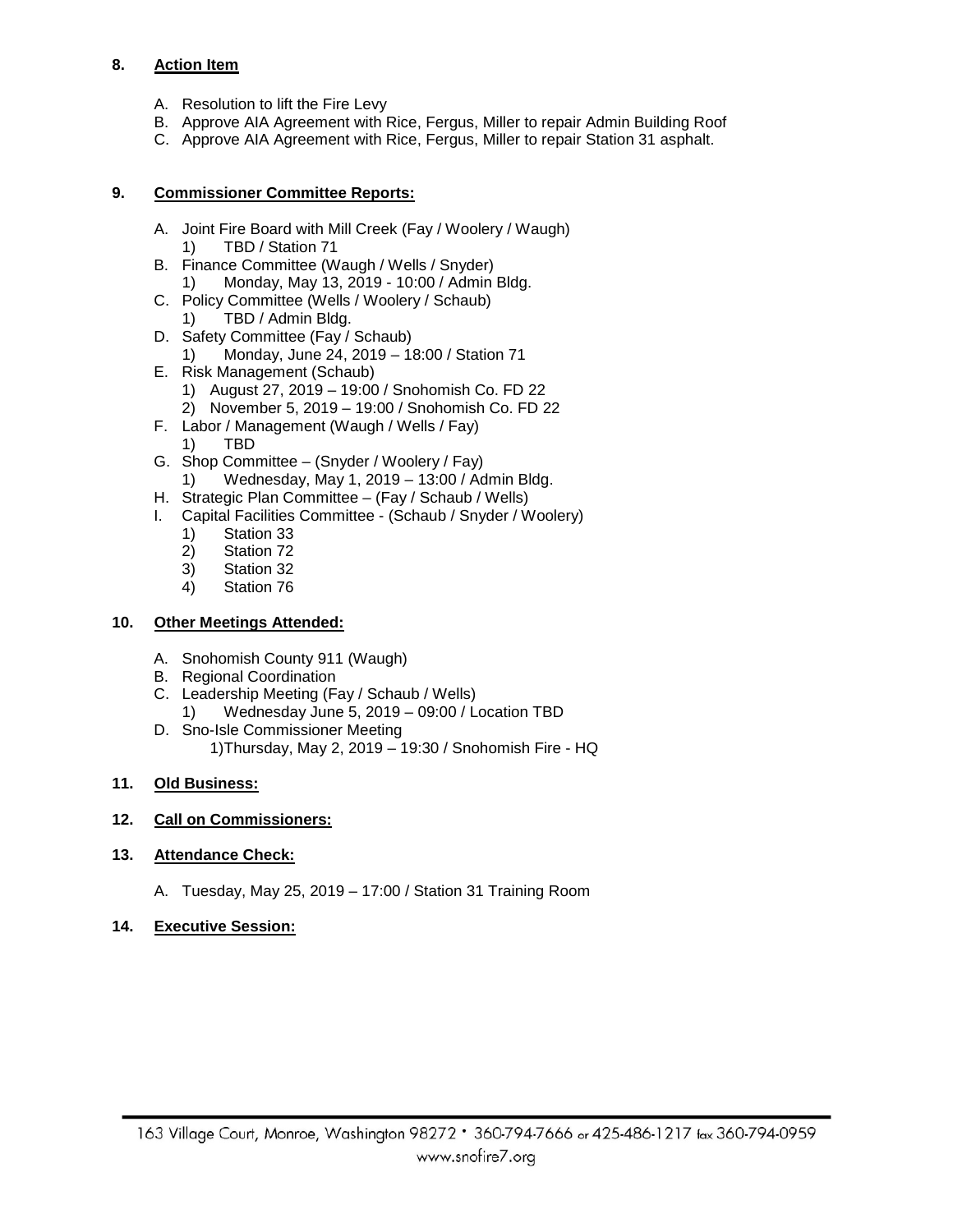**8. Action Item**

A. Resolution to lift the Fire Levy
B. Approve AIA Agreement with Rice, Fergus, Miller to repair Admin Building Roof
C. Approve AIA Agreement with Rice, Fergus, Miller to repair Station 31 asphalt.

**9. Commissioner Committee Reports:**

A. Joint Fire Board with Mill Creek (Fay / Woolery / Waugh)
   1) TBD / Station 71
B. Finance Committee (Waugh / Wells / Snyder)
   1) Monday, May 13, 2019 - 10:00 / Admin Bldg.
C. Policy Committee (Wells / Woolery / Schaub)
   1) TBD / Admin Bldg.
D. Safety Committee (Fay / Schaub)
   1) Monday, June 24, 2019 – 18:00 / Station 71
E. Risk Management (Schaub)
   1) August 27, 2019 – 19:00 / Snohomish Co. FD 22
   2) November 5, 2019 – 19:00 / Snohomish Co. FD 22
F. Labor / Management (Waugh / Wells / Fay)
   1) TBD
G. Shop Committee – (Snyder / Woolery / Fay)
   1) Wednesday, May 1, 2019 – 13:00 / Admin Bldg.
H. Strategic Plan Committee – (Fay / Schaub / Wells)
I. Capital Facilities Committee - (Schaub / Snyder / Woolery)
   1) Station 33
   2) Station 72
   3) Station 32
   4) Station 76

**10. Other Meetings Attended:**

A. Snohomish County 911 (Waugh)
B. Regional Coordination
C. Leadership Meeting (Fay / Schaub / Wells)
   1) Wednesday June 5, 2019 – 09:00 / Location TBD
D. Sno-Isle Commissioner Meeting
   1) Thursday, May 2, 2019 – 19:30 / Snohomish Fire - HQ

**11. Old Business:**

**12. Call on Commissioners:**

**13. Attendance Check:**

A. Tuesday, May 25, 2019 – 17:00 / Station 31 Training Room

**14. Executive Session:**